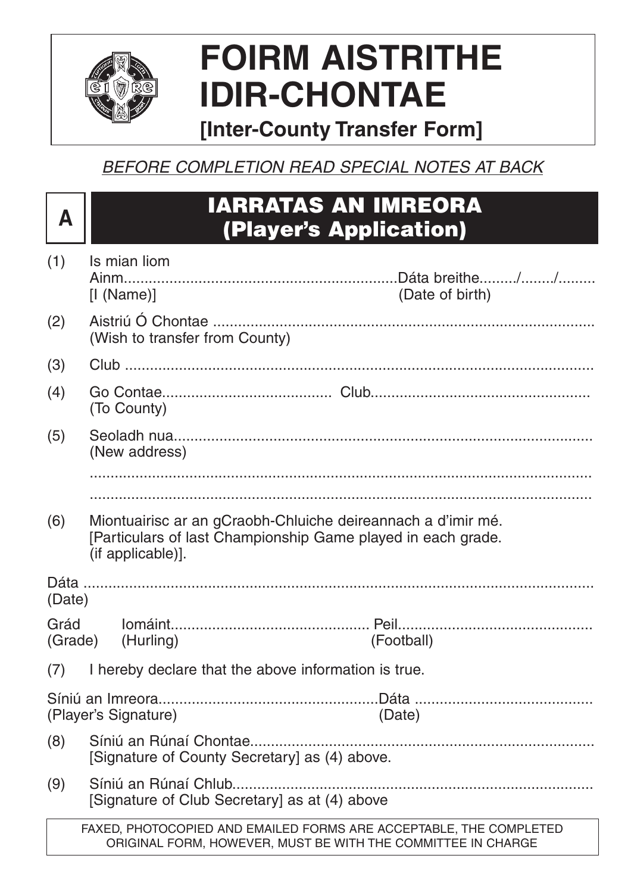# FOIRM AISTRITHE IDIR-CHONTAE

**[Inter-County Transfer Form]**

*BEFORE COMPLETION READ SPECIAL NOTES AT BACK*

## A — IARRATAS AN IMREORA (Player's Application)

(1) Is mian liom
Ainm.................................................................Dáta breithe........./......../.........
[I (Name)] (Date of birth)

(2) Aistriú Ó Chontae ............................................................................................
(Wish to transfer from County)

(3) Club ...................................................................................................................

(4) Go Contae........................................ Club....................................................
(To County)

(5) Seoladh nua......................................................................................................
(New address)

..............................................................................................................

..............................................................................................................

(6) Miontuairisc ar an gCraobh-Chluiche deireannach a d'imir mé.
[Particulars of last Championship Game played in each grade.
(if applicable)].

Dáta .......................................................................................................................
(Date)

Grád (Grade) Iomáint (Hurling).............................................. Peil (Football)..............................................

(7) I hereby declare that the above information is true.

Síniú an Imreora....................................................Dáta ...........................................
(Player's Signature) (Date)

(8) Síniú an Rúnaí Chontae...................................................................................
[Signature of County Secretary] as (4) above.

(9) Síniú an Rúnaí Chlub........................................................................................
[Signature of Club Secretary] as at (4) above

FAXED, PHOTOCOPIED AND EMAILED FORMS ARE ACCEPTABLE, THE COMPLETED ORIGINAL FORM, HOWEVER, MUST BE WITH THE COMMITTEE IN CHARGE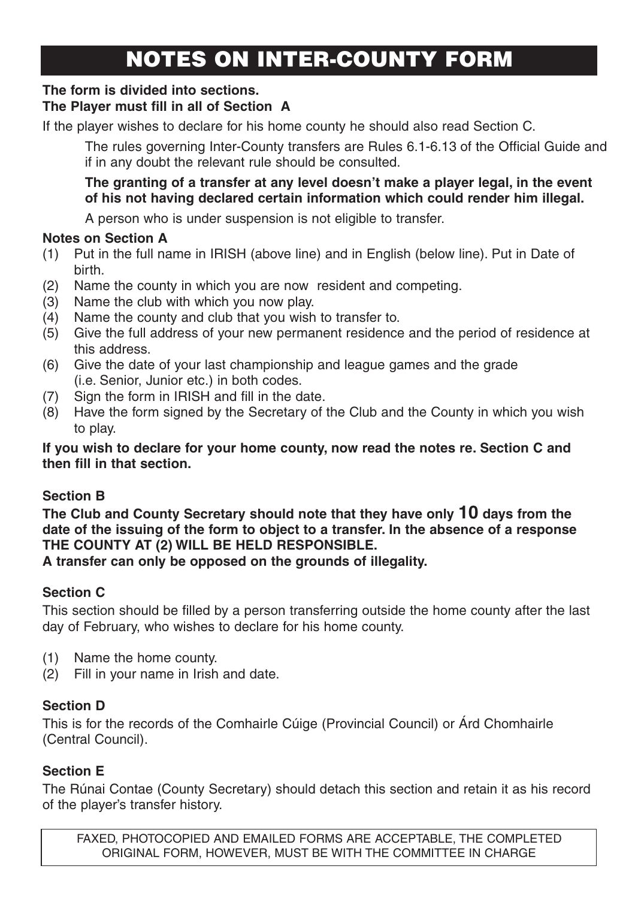# NOTES ON INTER-COUNTY FORM

**The form is divided into sections.**
**The Player must fill in all of Section A**

If the player wishes to declare for his home county he should also read Section C.

The rules governing Inter-County transfers are Rules 6.1-6.13 of the Official Guide and if in any doubt the relevant rule should be consulted.

**The granting of a transfer at any level doesn't make a player legal, in the event of his not having declared certain information which could render him illegal.**

A person who is under suspension is not eligible to transfer.

### Notes on Section A

(1) Put in the full name in IRISH (above line) and in English (below line). Put in Date of birth.
(2) Name the county in which you are now resident and competing.
(3) Name the club with which you now play.
(4) Name the county and club that you wish to transfer to.
(5) Give the full address of your new permanent residence and the period of residence at this address.
(6) Give the date of your last championship and league games and the grade (i.e. Senior, Junior etc.) in both codes.
(7) Sign the form in IRISH and fill in the date.
(8) Have the form signed by the Secretary of the Club and the County in which you wish to play.

**If you wish to declare for your home county, now read the notes re. Section C and then fill in that section.**

### Section B

**The Club and County Secretary should note that they have only 10 days from the date of the issuing of the form to object to a transfer. In the absence of a response THE COUNTY AT (2) WILL BE HELD RESPONSIBLE.**
**A transfer can only be opposed on the grounds of illegality.**

### Section C

This section should be filled by a person transferring outside the home county after the last day of February, who wishes to declare for his home county.

(1) Name the home county.
(2) Fill in your name in Irish and date.

### Section D

This is for the records of the Comhairle Cúige (Provincial Council) or Árd Chomhairle (Central Council).

### Section E

The Rúnai Contae (County Secretary) should detach this section and retain it as his record of the player's transfer history.

FAXED, PHOTOCOPIED AND EMAILED FORMS ARE ACCEPTABLE, THE COMPLETED ORIGINAL FORM, HOWEVER, MUST BE WITH THE COMMITTEE IN CHARGE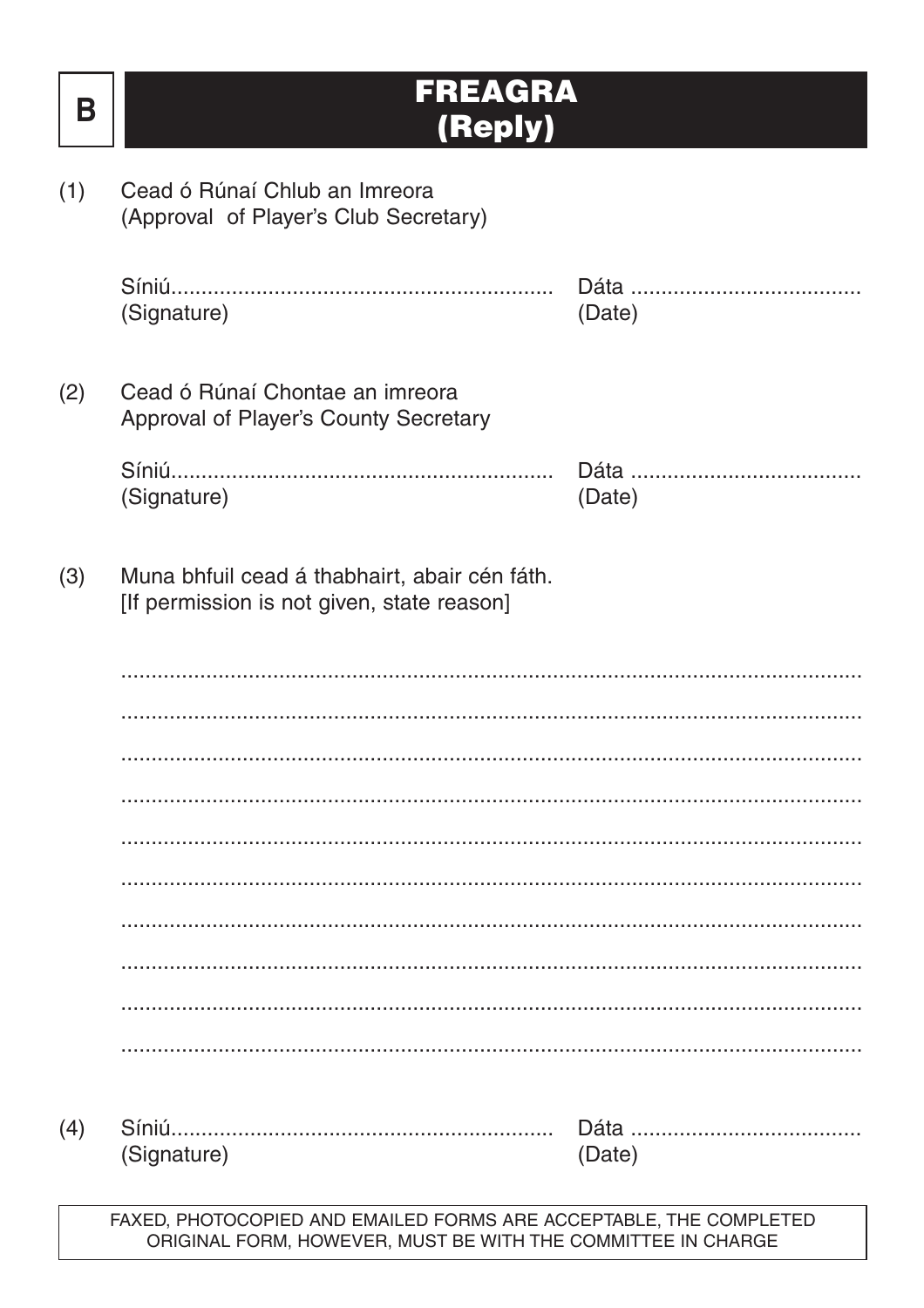**B**

# FREAGRA (Reply)

(1) Cead ó Rúnaí Chlub an Imreora
(Approval of Player's Club Secretary)

Síniú............................................................ Dáta .....................................
(Signature) (Date)

(2) Cead ó Rúnaí Chontae an imreora
Approval of Player's County Secretary

Síniú............................................................ Dáta .....................................
(Signature) (Date)

(3) Muna bhfuil cead á thabhairt, abair cén fáth.
[If permission is not given, state reason]

..........................................................................................................................

..........................................................................................................................

..........................................................................................................................

..........................................................................................................................

..........................................................................................................................

..........................................................................................................................

..........................................................................................................................

..........................................................................................................................

..........................................................................................................................

..........................................................................................................................

(4) Síniú............................................................ Dáta .....................................
(Signature) (Date)

FAXED, PHOTOCOPIED AND EMAILED FORMS ARE ACCEPTABLE, THE COMPLETED ORIGINAL FORM, HOWEVER, MUST BE WITH THE COMMITTEE IN CHARGE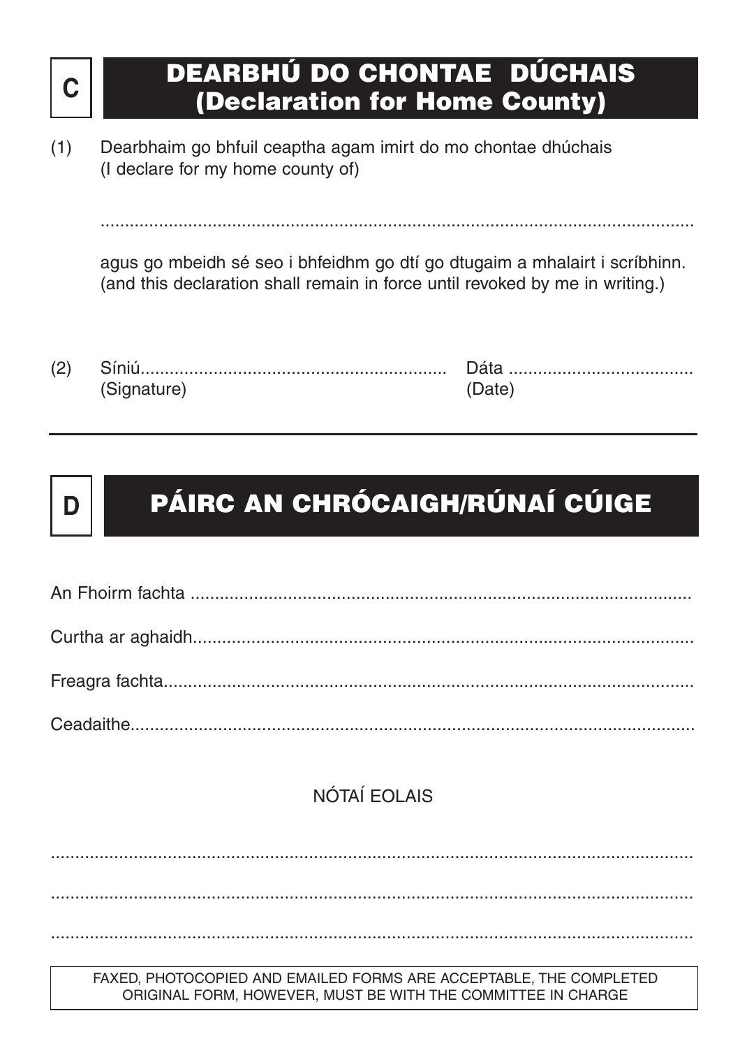## C — DEARBHÚ DO CHONTAE DÚCHAIS (Declaration for Home County)

(1) Dearbhaim go bhfuil ceaptha agam imirt do mo chontae dhúchais
(I declare for my home county of)

..............................................................................................................................

agus go mbeidh sé seo i bhfeidhm go dtí go dtugaim a mhalairt i scríbhinn.
(and this declaration shall remain in force until revoked by me in writing.)

(2) Síniú.............................................................. Dáta ......................................
(Signature) (Date)

---

## D — PÁIRC AN CHRÓCAIGH/RÚNAÍ CÚIGE

An Fhoirm fachta ........................................................................................................

Curtha ar aghaidh........................................................................................................

Freagra fachta..............................................................................................................

Ceadaithe......................................................................................................................

NÓTAÍ EOLAIS

..............................................................................................................................

..............................................................................................................................

..............................................................................................................................

FAXED, PHOTOCOPIED AND EMAILED FORMS ARE ACCEPTABLE, THE COMPLETED ORIGINAL FORM, HOWEVER, MUST BE WITH THE COMMITTEE IN CHARGE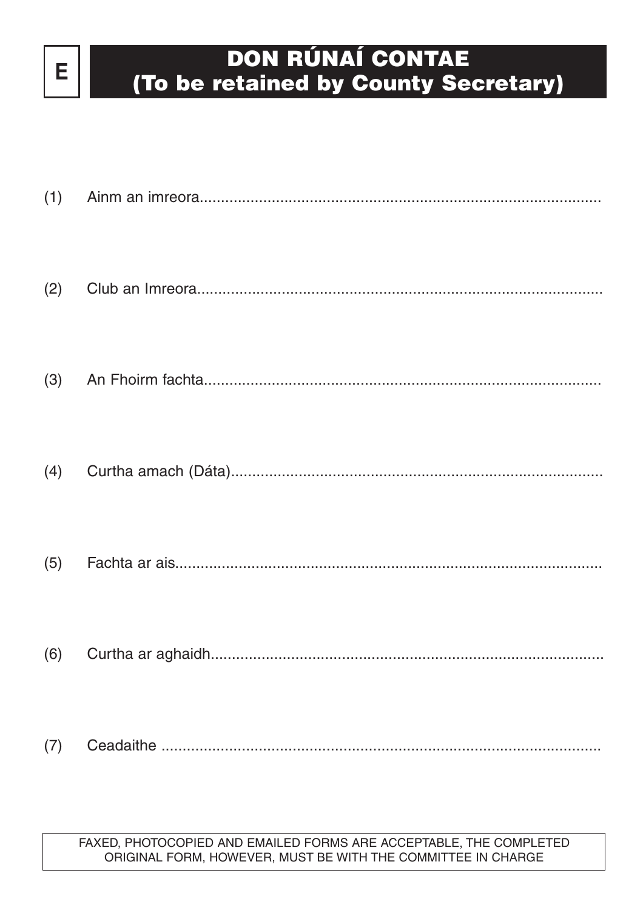**E**

# DON RÚNAÍ CONTAE (To be retained by County Secretary)

(1) Ainm an imreora..........................................................................................

(2) Club an Imreora..........................................................................................

(3) An Fhoirm fachta..........................................................................................

(4) Curtha amach (Dáta)..........................................................................................

(5) Fachta ar ais..........................................................................................

(6) Curtha ar aghaidh..........................................................................................

(7) Ceadaithe ..........................................................................................

FAXED, PHOTOCOPIED AND EMAILED FORMS ARE ACCEPTABLE, THE COMPLETED ORIGINAL FORM, HOWEVER, MUST BE WITH THE COMMITTEE IN CHARGE